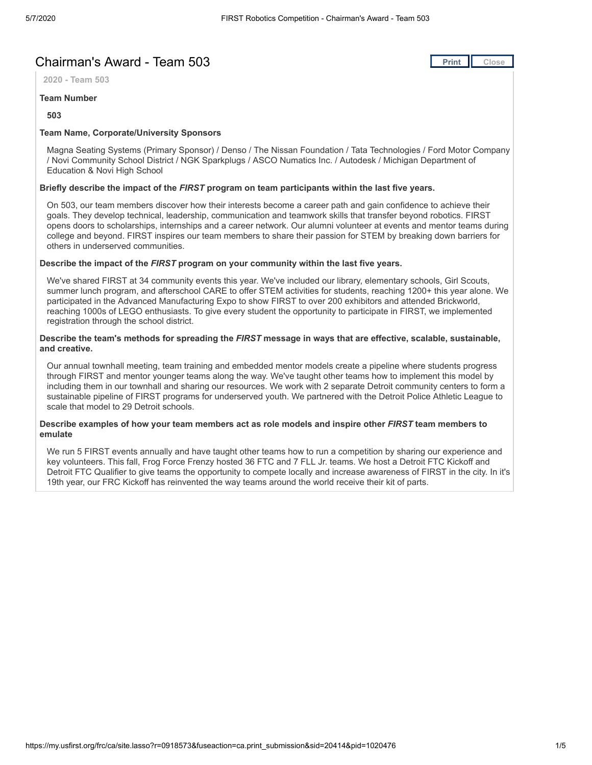# Chairman's Award - Team 503

**2020 - Team 503**

**Team Number**

**503**

**Team Name, Corporate/University Sponsors**

Magna Seating Systems (Primary Sponsor) / Denso / The Nissan Foundation / Tata Technologies / Ford Motor Company / Novi Community School District / NGK Sparkplugs / ASCO Numatics Inc. / Autodesk / Michigan Department of Education & Novi High School

**Briefly describe the impact of the *FIRST* program on team participants within the last five years.**

On 503, our team members discover how their interests become a career path and gain confidence to achieve their goals. They develop technical, leadership, communication and teamwork skills that transfer beyond robotics. FIRST opens doors to scholarships, internships and a career network. Our alumni volunteer at events and mentor teams during college and beyond. FIRST inspires our team members to share their passion for STEM by breaking down barriers for others in underserved communities.

**Describe the impact of the *FIRST* program on your community within the last five years.**

We've shared FIRST at 34 community events this year. We've included our library, elementary schools, Girl Scouts, summer lunch program, and afterschool CARE to offer STEM activities for students, reaching 1200+ this year alone. We participated in the Advanced Manufacturing Expo to show FIRST to over 200 exhibitors and attended Brickworld, reaching 1000s of LEGO enthusiasts. To give every student the opportunity to participate in FIRST, we implemented registration through the school district.

**Describe the team's methods for spreading the *FIRST* message in ways that are effective, scalable, sustainable, and creative.**

Our annual townhall meeting, team training and embedded mentor models create a pipeline where students progress through FIRST and mentor younger teams along the way. We've taught other teams how to implement this model by including them in our townhall and sharing our resources. We work with 2 separate Detroit community centers to form a sustainable pipeline of FIRST programs for underserved youth. We partnered with the Detroit Police Athletic League to scale that model to 29 Detroit schools.

**Describe examples of how your team members act as role models and inspire other *FIRST* team members to emulate**

We run 5 FIRST events annually and have taught other teams how to run a competition by sharing our experience and key volunteers. This fall, Frog Force Frenzy hosted 36 FTC and 7 FLL Jr. teams. We host a Detroit FTC Kickoff and Detroit FTC Qualifier to give teams the opportunity to compete locally and increase awareness of FIRST in the city. In it's 19th year, our FRC Kickoff has reinvented the way teams around the world receive their kit of parts.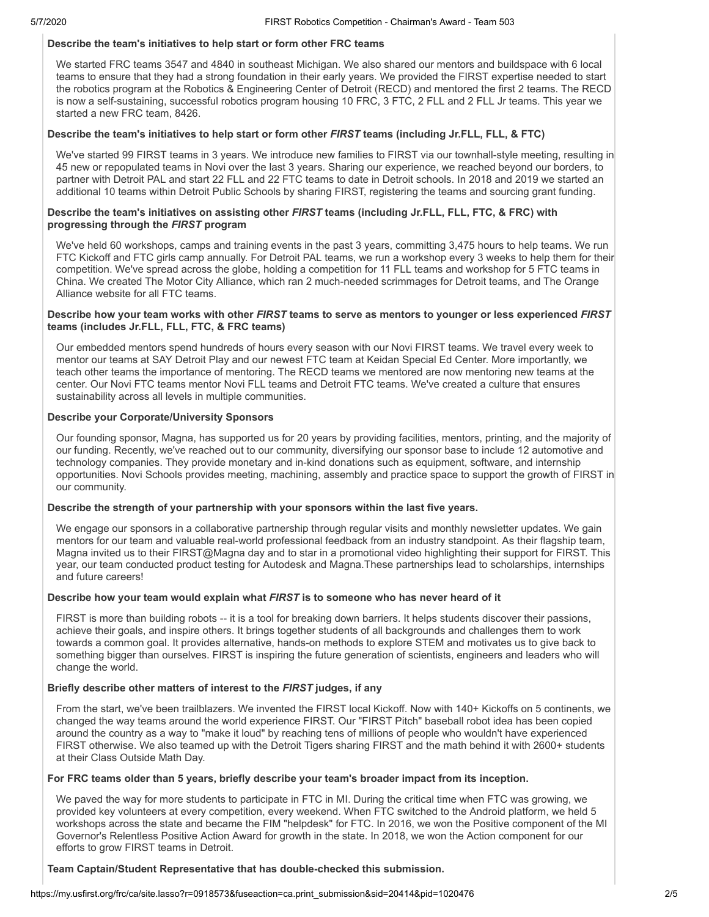**Describe the team's initiatives to help start or form other FRC teams**

We started FRC teams 3547 and 4840 in southeast Michigan. We also shared our mentors and buildspace with 6 local teams to ensure that they had a strong foundation in their early years. We provided the FIRST expertise needed to start the robotics program at the Robotics & Engineering Center of Detroit (RECD) and mentored the first 2 teams. The RECD is now a self-sustaining, successful robotics program housing 10 FRC, 3 FTC, 2 FLL and 2 FLL Jr teams. This year we started a new FRC team, 8426.

**Describe the team's initiatives to help start or form other *FIRST* teams (including Jr.FLL, FLL, & FTC)**

We've started 99 FIRST teams in 3 years. We introduce new families to FIRST via our townhall-style meeting, resulting in 45 new or repopulated teams in Novi over the last 3 years. Sharing our experience, we reached beyond our borders, to partner with Detroit PAL and start 22 FLL and 22 FTC teams to date in Detroit schools. In 2018 and 2019 we started an additional 10 teams within Detroit Public Schools by sharing FIRST, registering the teams and sourcing grant funding.

**Describe the team's initiatives on assisting other *FIRST* teams (including Jr.FLL, FLL, FTC, & FRC) with progressing through the *FIRST* program**

We've held 60 workshops, camps and training events in the past 3 years, committing 3,475 hours to help teams. We run FTC Kickoff and FTC girls camp annually. For Detroit PAL teams, we run a workshop every 3 weeks to help them for their competition. We've spread across the globe, holding a competition for 11 FLL teams and workshop for 5 FTC teams in China. We created The Motor City Alliance, which ran 2 much-needed scrimmages for Detroit teams, and The Orange Alliance website for all FTC teams.

**Describe how your team works with other *FIRST* teams to serve as mentors to younger or less experienced *FIRST* teams (includes Jr.FLL, FLL, FTC, & FRC teams)**

Our embedded mentors spend hundreds of hours every season with our Novi FIRST teams. We travel every week to mentor our teams at SAY Detroit Play and our newest FTC team at Keidan Special Ed Center. More importantly, we teach other teams the importance of mentoring. The RECD teams we mentored are now mentoring new teams at the center. Our Novi FTC teams mentor Novi FLL teams and Detroit FTC teams. We've created a culture that ensures sustainability across all levels in multiple communities.

**Describe your Corporate/University Sponsors**

Our founding sponsor, Magna, has supported us for 20 years by providing facilities, mentors, printing, and the majority of our funding. Recently, we've reached out to our community, diversifying our sponsor base to include 12 automotive and technology companies. They provide monetary and in-kind donations such as equipment, software, and internship opportunities. Novi Schools provides meeting, machining, assembly and practice space to support the growth of FIRST in our community.

**Describe the strength of your partnership with your sponsors within the last five years.**

We engage our sponsors in a collaborative partnership through regular visits and monthly newsletter updates. We gain mentors for our team and valuable real-world professional feedback from an industry standpoint. As their flagship team, Magna invited us to their FIRST@Magna day and to star in a promotional video highlighting their support for FIRST. This year, our team conducted product testing for Autodesk and Magna.These partnerships lead to scholarships, internships and future careers!

**Describe how your team would explain what *FIRST* is to someone who has never heard of it**

FIRST is more than building robots -- it is a tool for breaking down barriers. It helps students discover their passions, achieve their goals, and inspire others. It brings together students of all backgrounds and challenges them to work towards a common goal. It provides alternative, hands-on methods to explore STEM and motivates us to give back to something bigger than ourselves. FIRST is inspiring the future generation of scientists, engineers and leaders who will change the world.

**Briefly describe other matters of interest to the *FIRST* judges, if any**

From the start, we've been trailblazers. We invented the FIRST local Kickoff. Now with 140+ Kickoffs on 5 continents, we changed the way teams around the world experience FIRST. Our "FIRST Pitch" baseball robot idea has been copied around the country as a way to "make it loud" by reaching tens of millions of people who wouldn't have experienced FIRST otherwise. We also teamed up with the Detroit Tigers sharing FIRST and the math behind it with 2600+ students at their Class Outside Math Day.

**For FRC teams older than 5 years, briefly describe your team's broader impact from its inception.**

We paved the way for more students to participate in FTC in MI. During the critical time when FTC was growing, we provided key volunteers at every competition, every weekend. When FTC switched to the Android platform, we held 5 workshops across the state and became the FIM "helpdesk" for FTC. In 2016, we won the Positive component of the MI Governor's Relentless Positive Action Award for growth in the state. In 2018, we won the Action component for our efforts to grow FIRST teams in Detroit.

**Team Captain/Student Representative that has double-checked this submission.**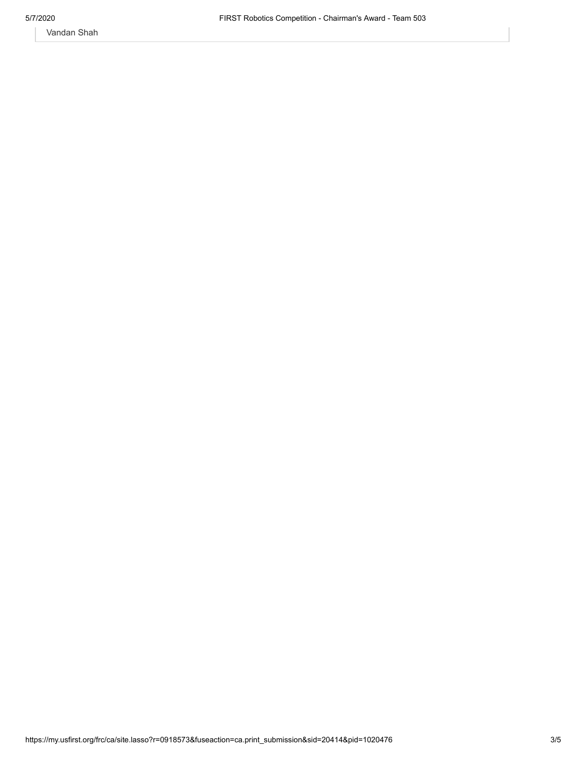Vandan Shah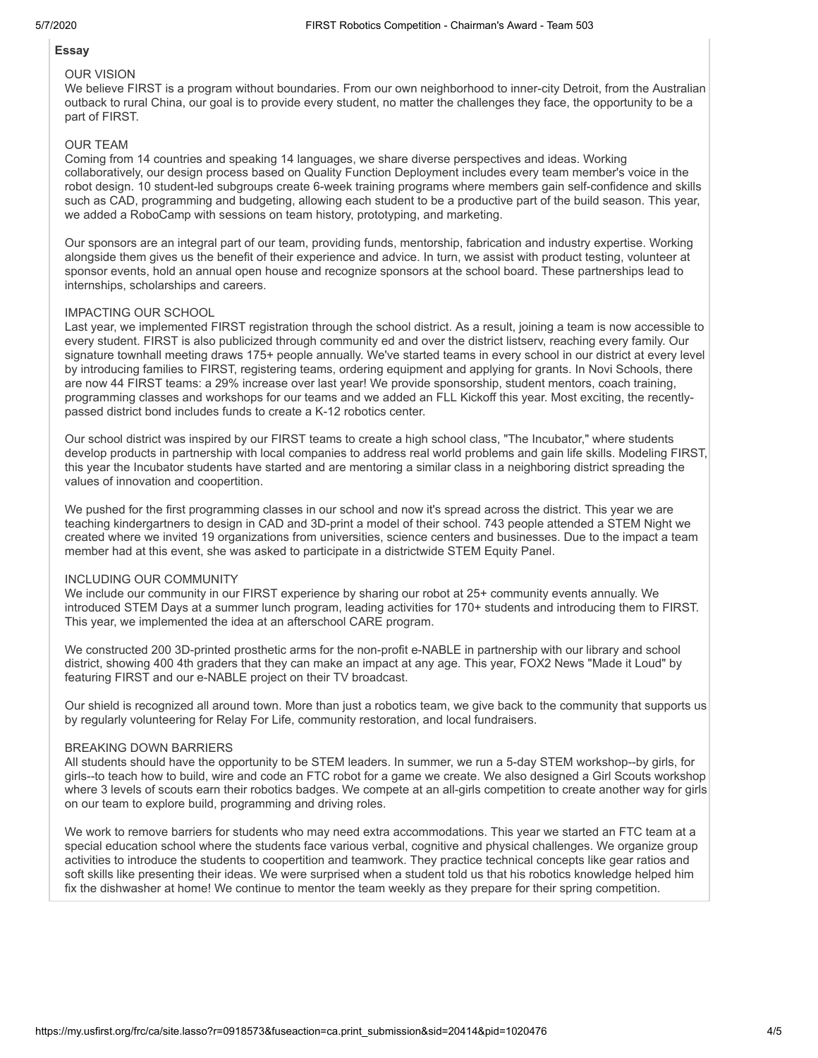## Essay

### OUR VISION

We believe FIRST is a program without boundaries. From our own neighborhood to inner-city Detroit, from the Australian outback to rural China, our goal is to provide every student, no matter the challenges they face, the opportunity to be a part of FIRST.

### OUR TEAM

Coming from 14 countries and speaking 14 languages, we share diverse perspectives and ideas. Working collaboratively, our design process based on Quality Function Deployment includes every team member's voice in the robot design. 10 student-led subgroups create 6-week training programs where members gain self-confidence and skills such as CAD, programming and budgeting, allowing each student to be a productive part of the build season. This year, we added a RoboCamp with sessions on team history, prototyping, and marketing.

Our sponsors are an integral part of our team, providing funds, mentorship, fabrication and industry expertise. Working alongside them gives us the benefit of their experience and advice. In turn, we assist with product testing, volunteer at sponsor events, hold an annual open house and recognize sponsors at the school board. These partnerships lead to internships, scholarships and careers.

### IMPACTING OUR SCHOOL

Last year, we implemented FIRST registration through the school district. As a result, joining a team is now accessible to every student. FIRST is also publicized through community ed and over the district listserv, reaching every family. Our signature townhall meeting draws 175+ people annually. We've started teams in every school in our district at every level by introducing families to FIRST, registering teams, ordering equipment and applying for grants. In Novi Schools, there are now 44 FIRST teams: a 29% increase over last year! We provide sponsorship, student mentors, coach training, programming classes and workshops for our teams and we added an FLL Kickoff this year. Most exciting, the recently-passed district bond includes funds to create a K-12 robotics center.

Our school district was inspired by our FIRST teams to create a high school class, "The Incubator," where students develop products in partnership with local companies to address real world problems and gain life skills. Modeling FIRST, this year the Incubator students have started and are mentoring a similar class in a neighboring district spreading the values of innovation and coopertition.

We pushed for the first programming classes in our school and now it's spread across the district. This year we are teaching kindergartners to design in CAD and 3D-print a model of their school. 743 people attended a STEM Night we created where we invited 19 organizations from universities, science centers and businesses. Due to the impact a team member had at this event, she was asked to participate in a districtwide STEM Equity Panel.

### INCLUDING OUR COMMUNITY

We include our community in our FIRST experience by sharing our robot at 25+ community events annually. We introduced STEM Days at a summer lunch program, leading activities for 170+ students and introducing them to FIRST. This year, we implemented the idea at an afterschool CARE program.

We constructed 200 3D-printed prosthetic arms for the non-profit e-NABLE in partnership with our library and school district, showing 400 4th graders that they can make an impact at any age. This year, FOX2 News "Made it Loud" by featuring FIRST and our e-NABLE project on their TV broadcast.

Our shield is recognized all around town. More than just a robotics team, we give back to the community that supports us by regularly volunteering for Relay For Life, community restoration, and local fundraisers.

### BREAKING DOWN BARRIERS

All students should have the opportunity to be STEM leaders. In summer, we run a 5-day STEM workshop--by girls, for girls--to teach how to build, wire and code an FTC robot for a game we create. We also designed a Girl Scouts workshop where 3 levels of scouts earn their robotics badges. We compete at an all-girls competition to create another way for girls on our team to explore build, programming and driving roles.

We work to remove barriers for students who may need extra accommodations. This year we started an FTC team at a special education school where the students face various verbal, cognitive and physical challenges. We organize group activities to introduce the students to coopertition and teamwork. They practice technical concepts like gear ratios and soft skills like presenting their ideas. We were surprised when a student told us that his robotics knowledge helped him fix the dishwasher at home! We continue to mentor the team weekly as they prepare for their spring competition.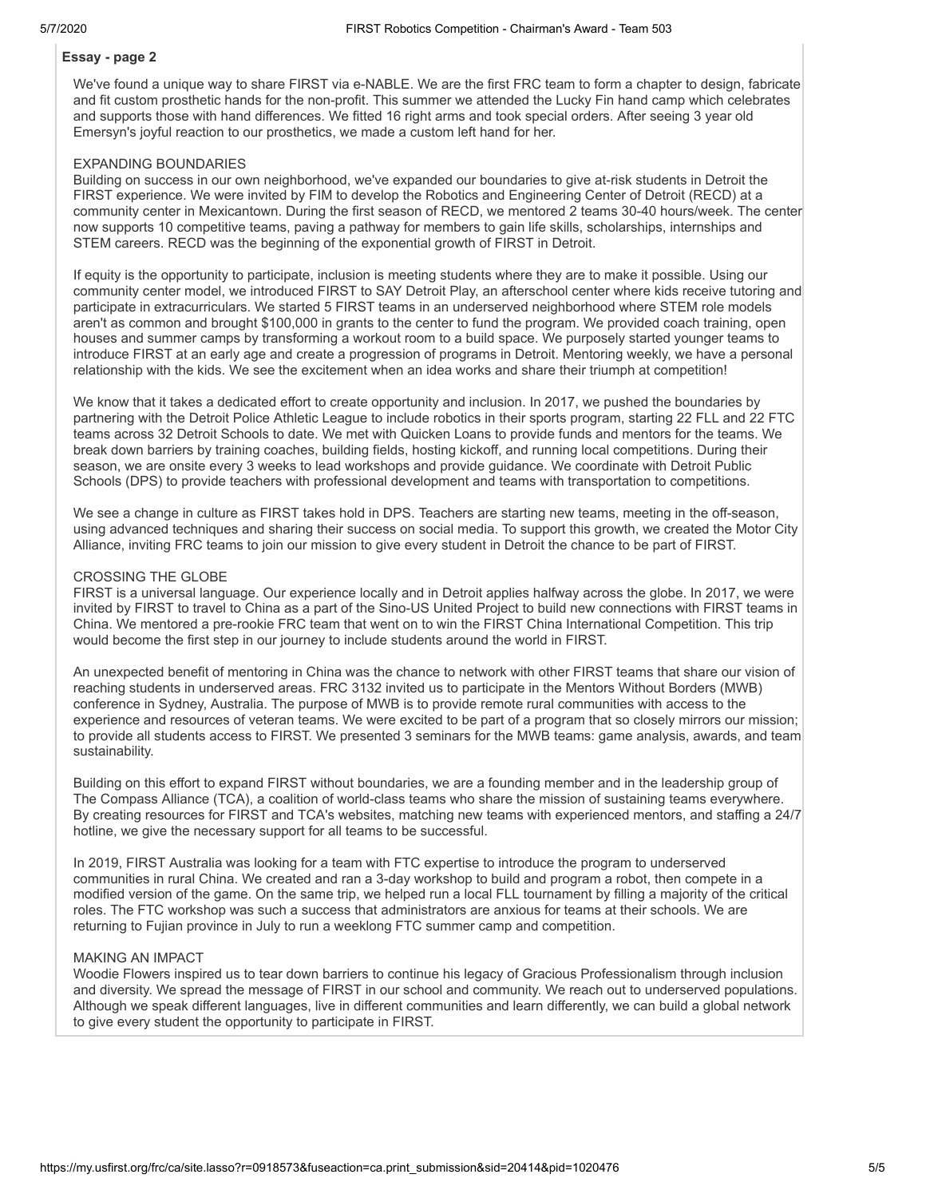**Essay - page 2**

We've found a unique way to share FIRST via e-NABLE. We are the first FRC team to form a chapter to design, fabricate and fit custom prosthetic hands for the non-profit. This summer we attended the Lucky Fin hand camp which celebrates and supports those with hand differences. We fitted 16 right arms and took special orders. After seeing 3 year old Emersyn's joyful reaction to our prosthetics, we made a custom left hand for her.

EXPANDING BOUNDARIES

Building on success in our own neighborhood, we've expanded our boundaries to give at-risk students in Detroit the FIRST experience. We were invited by FIM to develop the Robotics and Engineering Center of Detroit (RECD) at a community center in Mexicantown. During the first season of RECD, we mentored 2 teams 30-40 hours/week. The center now supports 10 competitive teams, paving a pathway for members to gain life skills, scholarships, internships and STEM careers. RECD was the beginning of the exponential growth of FIRST in Detroit.

If equity is the opportunity to participate, inclusion is meeting students where they are to make it possible. Using our community center model, we introduced FIRST to SAY Detroit Play, an afterschool center where kids receive tutoring and participate in extracurriculars. We started 5 FIRST teams in an underserved neighborhood where STEM role models aren't as common and brought $100,000 in grants to the center to fund the program. We provided coach training, open houses and summer camps by transforming a workout room to a build space. We purposely started younger teams to introduce FIRST at an early age and create a progression of programs in Detroit. Mentoring weekly, we have a personal relationship with the kids. We see the excitement when an idea works and share their triumph at competition!

We know that it takes a dedicated effort to create opportunity and inclusion. In 2017, we pushed the boundaries by partnering with the Detroit Police Athletic League to include robotics in their sports program, starting 22 FLL and 22 FTC teams across 32 Detroit Schools to date. We met with Quicken Loans to provide funds and mentors for the teams. We break down barriers by training coaches, building fields, hosting kickoff, and running local competitions. During their season, we are onsite every 3 weeks to lead workshops and provide guidance. We coordinate with Detroit Public Schools (DPS) to provide teachers with professional development and teams with transportation to competitions.

We see a change in culture as FIRST takes hold in DPS. Teachers are starting new teams, meeting in the off-season, using advanced techniques and sharing their success on social media. To support this growth, we created the Motor City Alliance, inviting FRC teams to join our mission to give every student in Detroit the chance to be part of FIRST.

CROSSING THE GLOBE

FIRST is a universal language. Our experience locally and in Detroit applies halfway across the globe. In 2017, we were invited by FIRST to travel to China as a part of the Sino-US United Project to build new connections with FIRST teams in China. We mentored a pre-rookie FRC team that went on to win the FIRST China International Competition. This trip would become the first step in our journey to include students around the world in FIRST.

An unexpected benefit of mentoring in China was the chance to network with other FIRST teams that share our vision of reaching students in underserved areas. FRC 3132 invited us to participate in the Mentors Without Borders (MWB) conference in Sydney, Australia. The purpose of MWB is to provide remote rural communities with access to the experience and resources of veteran teams. We were excited to be part of a program that so closely mirrors our mission; to provide all students access to FIRST. We presented 3 seminars for the MWB teams: game analysis, awards, and team sustainability.

Building on this effort to expand FIRST without boundaries, we are a founding member and in the leadership group of The Compass Alliance (TCA), a coalition of world-class teams who share the mission of sustaining teams everywhere. By creating resources for FIRST and TCA's websites, matching new teams with experienced mentors, and staffing a 24/7 hotline, we give the necessary support for all teams to be successful.

In 2019, FIRST Australia was looking for a team with FTC expertise to introduce the program to underserved communities in rural China. We created and ran a 3-day workshop to build and program a robot, then compete in a modified version of the game. On the same trip, we helped run a local FLL tournament by filling a majority of the critical roles. The FTC workshop was such a success that administrators are anxious for teams at their schools. We are returning to Fujian province in July to run a weeklong FTC summer camp and competition.

MAKING AN IMPACT

Woodie Flowers inspired us to tear down barriers to continue his legacy of Gracious Professionalism through inclusion and diversity. We spread the message of FIRST in our school and community. We reach out to underserved populations. Although we speak different languages, live in different communities and learn differently, we can build a global network to give every student the opportunity to participate in FIRST.